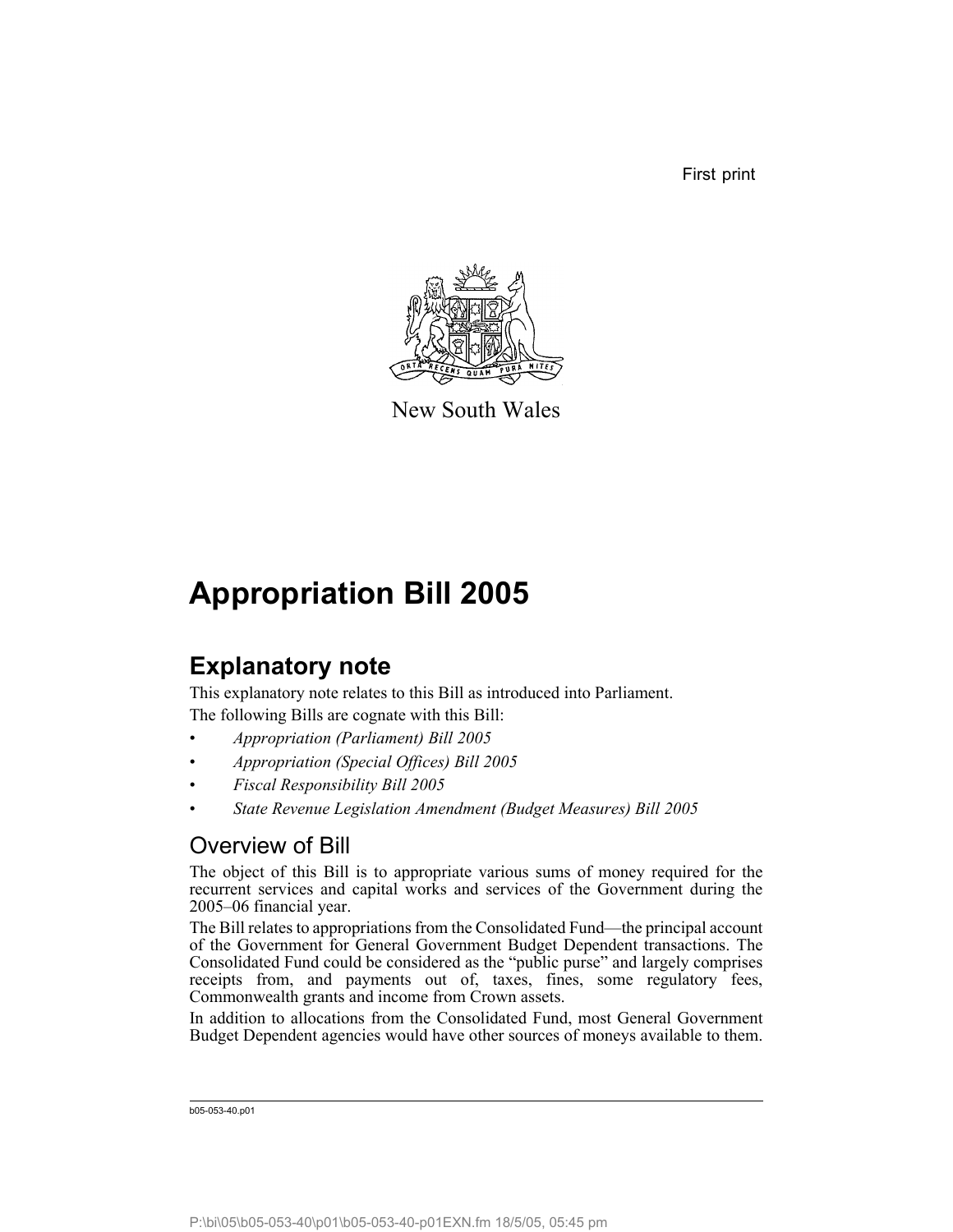First print

New South Wales

# Appropriation Bill 2005

## Explanatory note

This explanatory note relates to this Bill as introduced into Parliament.

The following Bills are cognate with this Bill:

- *Appropriation (Parliament) Bill 2005*
- *Appropriation (Special Offices) Bill 2005*
- *Fiscal Responsibility Bill 2005*
- *State Revenue Legislation Amendment (Budget Measures) Bill 2005*

### Overview of Bill

The object of this Bill is to appropriate various sums of money required for the recurrent services and capital works and services of the Government during the 2005–06 financial year.

The Bill relates to appropriations from the Consolidated Fund—the principal account of the Government for General Government Budget Dependent transactions. The Consolidated Fund could be considered as the "public purse" and largely comprises receipts from, and payments out of, taxes, fines, some regulatory fees, Commonwealth grants and income from Crown assets.

In addition to allocations from the Consolidated Fund, most General Government Budget Dependent agencies would have other sources of moneys available to them.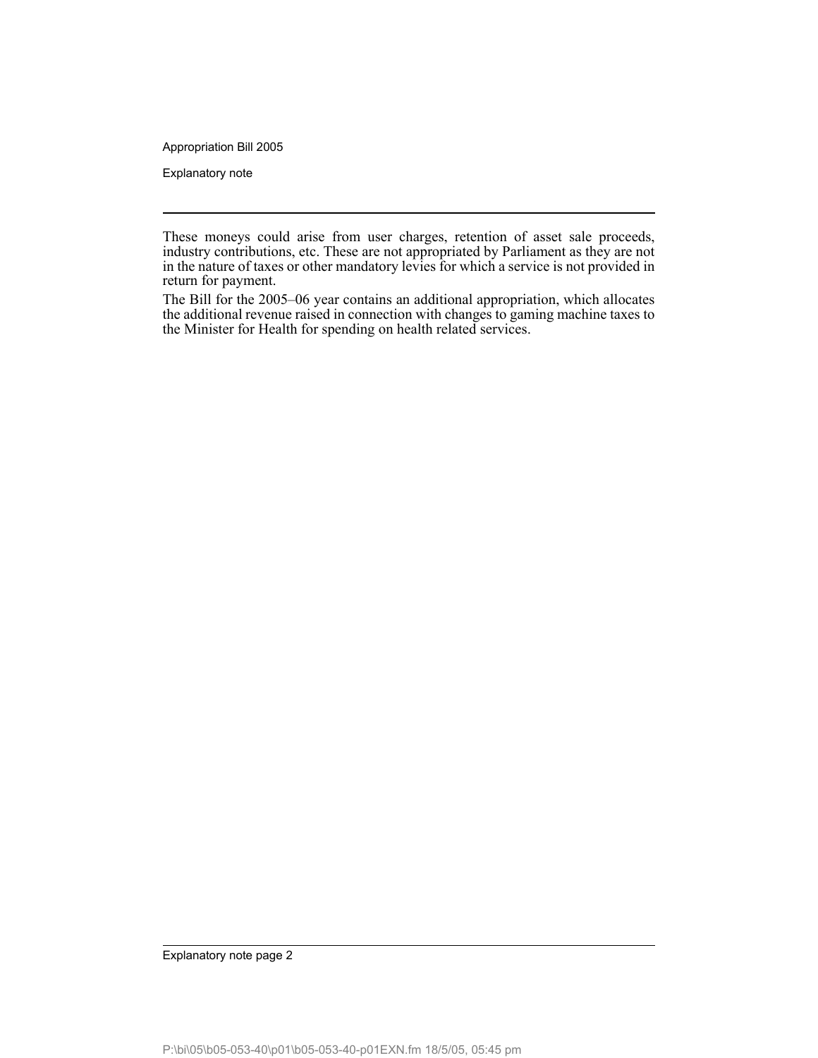These moneys could arise from user charges, retention of asset sale proceeds, industry contributions, etc. These are not appropriated by Parliament as they are not in the nature of taxes or other mandatory levies for which a service is not provided in return for payment.

The Bill for the 2005–06 year contains an additional appropriation, which allocates the additional revenue raised in connection with changes to gaming machine taxes to the Minister for Health for spending on health related services.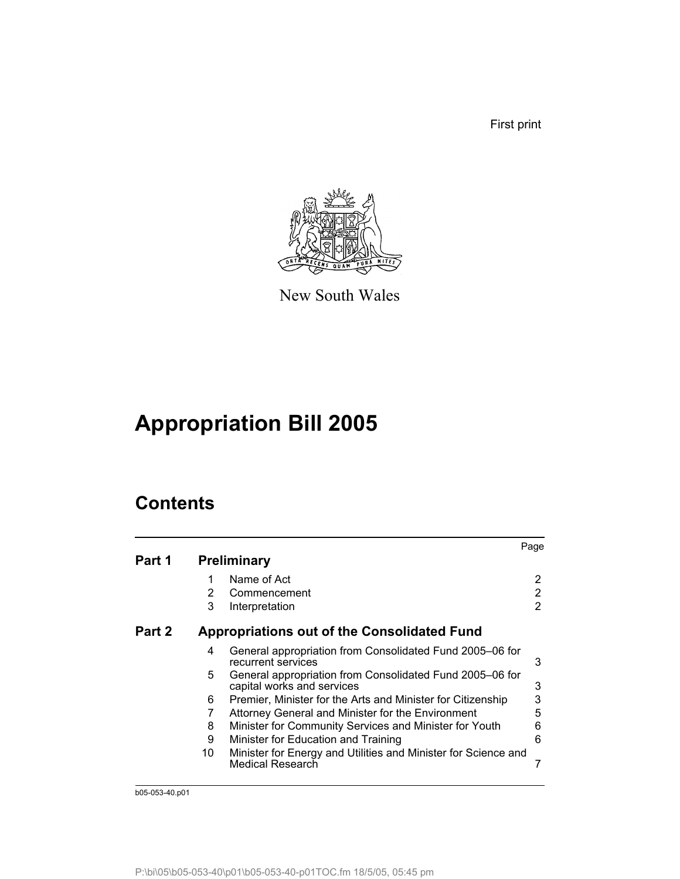First print

New South Wales

# Appropriation Bill 2005

## Contents

| | | | Page |
|---|---|---|---|
| **Part 1** | **Preliminary** | | |
| | 1 | Name of Act | 2 |
| | 2 | Commencement | 2 |
| | 3 | Interpretation | 2 |
| **Part 2** | **Appropriations out of the Consolidated Fund** | | |
| | 4 | General appropriation from Consolidated Fund 2005–06 for recurrent services | 3 |
| | 5 | General appropriation from Consolidated Fund 2005–06 for capital works and services | 3 |
| | 6 | Premier, Minister for the Arts and Minister for Citizenship | 3 |
| | 7 | Attorney General and Minister for the Environment | 5 |
| | 8 | Minister for Community Services and Minister for Youth | 6 |
| | 9 | Minister for Education and Training | 6 |
| | 10 | Minister for Energy and Utilities and Minister for Science and Medical Research | 7 |

b05-053-40.p01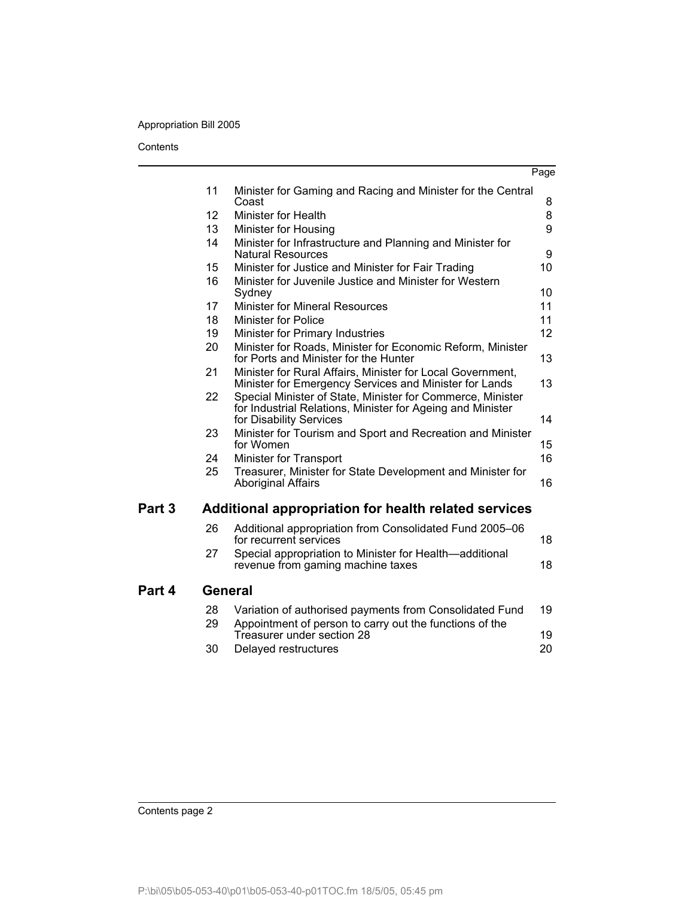| | | Page |
|---|---|---|
| 11 | Minister for Gaming and Racing and Minister for the Central Coast | 8 |
| 12 | Minister for Health | 8 |
| 13 | Minister for Housing | 9 |
| 14 | Minister for Infrastructure and Planning and Minister for Natural Resources | 9 |
| 15 | Minister for Justice and Minister for Fair Trading | 10 |
| 16 | Minister for Juvenile Justice and Minister for Western Sydney | 10 |
| 17 | Minister for Mineral Resources | 11 |
| 18 | Minister for Police | 11 |
| 19 | Minister for Primary Industries | 12 |
| 20 | Minister for Roads, Minister for Economic Reform, Minister for Ports and Minister for the Hunter | 13 |
| 21 | Minister for Rural Affairs, Minister for Local Government, Minister for Emergency Services and Minister for Lands | 13 |
| 22 | Special Minister of State, Minister for Commerce, Minister for Industrial Relations, Minister for Ageing and Minister for Disability Services | 14 |
| 23 | Minister for Tourism and Sport and Recreation and Minister for Women | 15 |
| 24 | Minister for Transport | 16 |
| 25 | Treasurer, Minister for State Development and Minister for Aboriginal Affairs | 16 |

## Part 3 Additional appropriation for health related services

| | | |
|---|---|---|
| 26 | Additional appropriation from Consolidated Fund 2005–06 for recurrent services | 18 |
| 27 | Special appropriation to Minister for Health—additional revenue from gaming machine taxes | 18 |

## Part 4 General

| | | |
|---|---|---|
| 28 | Variation of authorised payments from Consolidated Fund | 19 |
| 29 | Appointment of person to carry out the functions of the Treasurer under section 28 | 19 |
| 30 | Delayed restructures | 20 |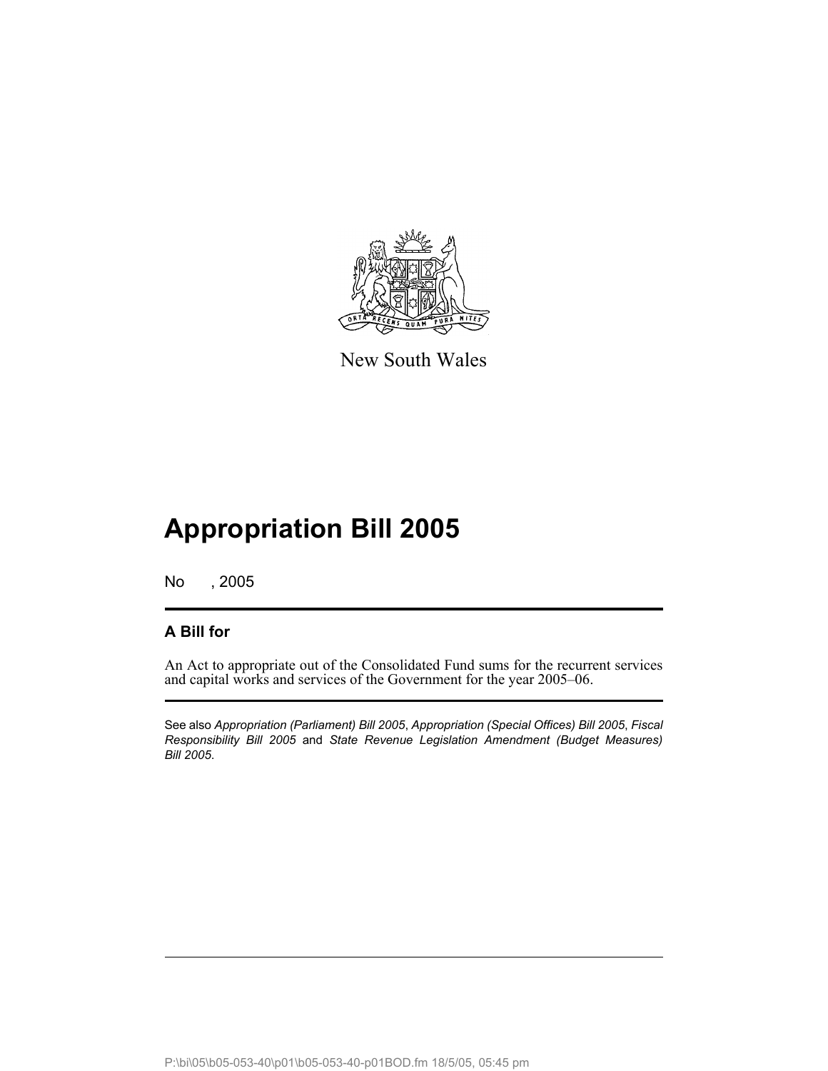New South Wales

# Appropriation Bill 2005

No , 2005

## A Bill for

An Act to appropriate out of the Consolidated Fund sums for the recurrent services and capital works and services of the Government for the year 2005–06.

See also *Appropriation (Parliament) Bill 2005*, *Appropriation (Special Offices) Bill 2005*, *Fiscal Responsibility Bill 2005* and *State Revenue Legislation Amendment (Budget Measures) Bill 2005*.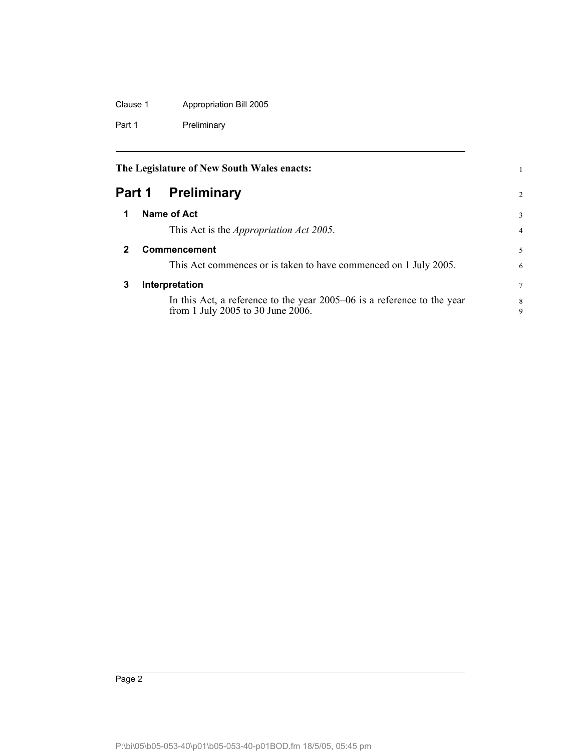**The Legislature of New South Wales enacts:**

# Part 1 Preliminary

## 1 Name of Act

This Act is the *Appropriation Act 2005*.

## 2 Commencement

This Act commences or is taken to have commenced on 1 July 2005.

## 3 Interpretation

In this Act, a reference to the year 2005–06 is a reference to the year from 1 July 2005 to 30 June 2006.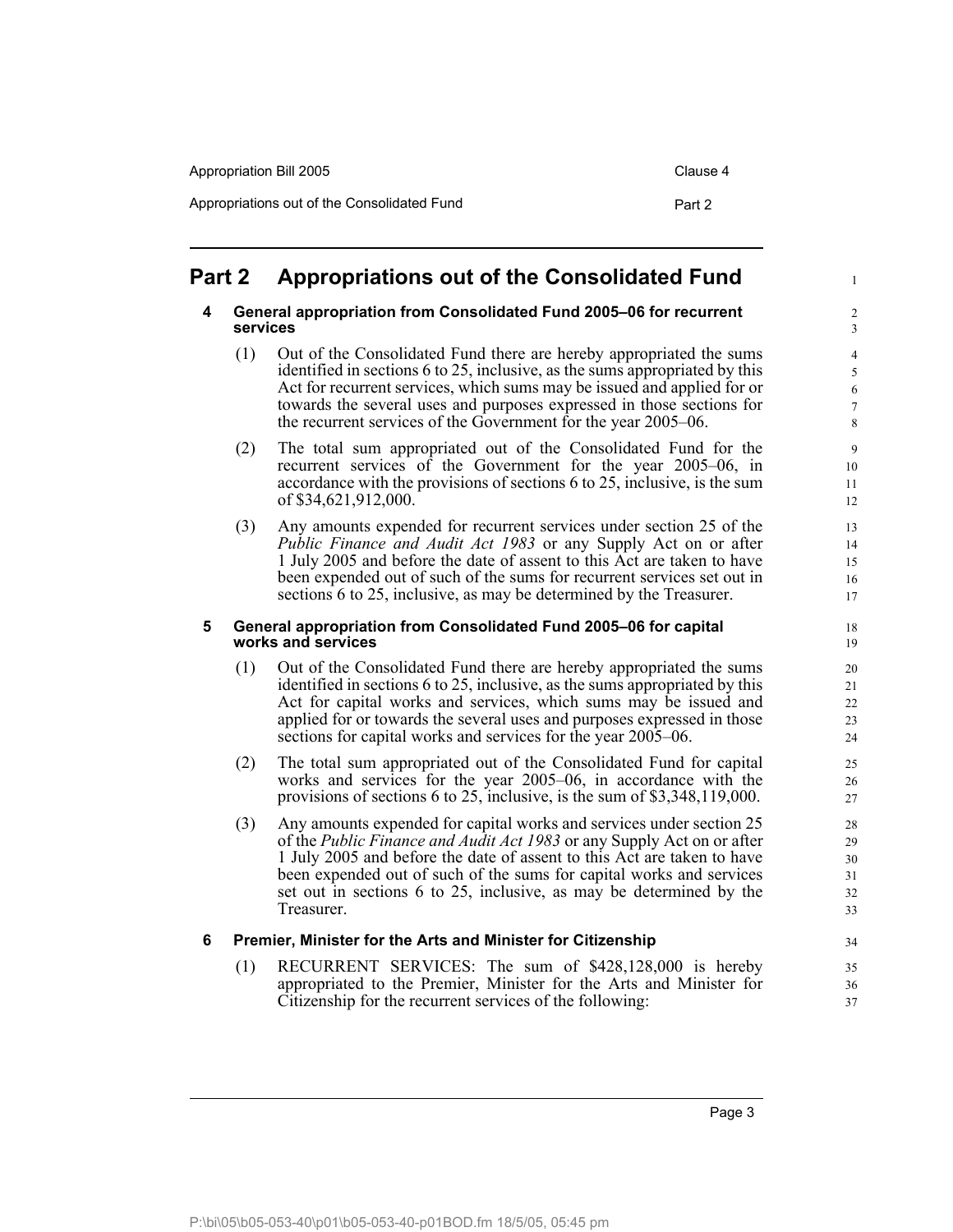# Part 2 Appropriations out of the Consolidated Fund

### 4 General appropriation from Consolidated Fund 2005–06 for recurrent services

(1) Out of the Consolidated Fund there are hereby appropriated the sums identified in sections 6 to 25, inclusive, as the sums appropriated by this Act for recurrent services, which sums may be issued and applied for or towards the several uses and purposes expressed in those sections for the recurrent services of the Government for the year 2005–06.

(2) The total sum appropriated out of the Consolidated Fund for the recurrent services of the Government for the year 2005–06, in accordance with the provisions of sections 6 to 25, inclusive, is the sum of $34,621,912,000.

(3) Any amounts expended for recurrent services under section 25 of the *Public Finance and Audit Act 1983* or any Supply Act on or after 1 July 2005 and before the date of assent to this Act are taken to have been expended out of such of the sums for recurrent services set out in sections 6 to 25, inclusive, as may be determined by the Treasurer.

### 5 General appropriation from Consolidated Fund 2005–06 for capital works and services

(1) Out of the Consolidated Fund there are hereby appropriated the sums identified in sections 6 to 25, inclusive, as the sums appropriated by this Act for capital works and services, which sums may be issued and applied for or towards the several uses and purposes expressed in those sections for capital works and services for the year 2005–06.

(2) The total sum appropriated out of the Consolidated Fund for capital works and services for the year 2005–06, in accordance with the provisions of sections 6 to 25, inclusive, is the sum of $3,348,119,000.

(3) Any amounts expended for capital works and services under section 25 of the *Public Finance and Audit Act 1983* or any Supply Act on or after 1 July 2005 and before the date of assent to this Act are taken to have been expended out of such of the sums for capital works and services set out in sections 6 to 25, inclusive, as may be determined by the Treasurer.

### 6 Premier, Minister for the Arts and Minister for Citizenship

(1) RECURRENT SERVICES: The sum of $428,128,000 is hereby appropriated to the Premier, Minister for the Arts and Minister for Citizenship for the recurrent services of the following: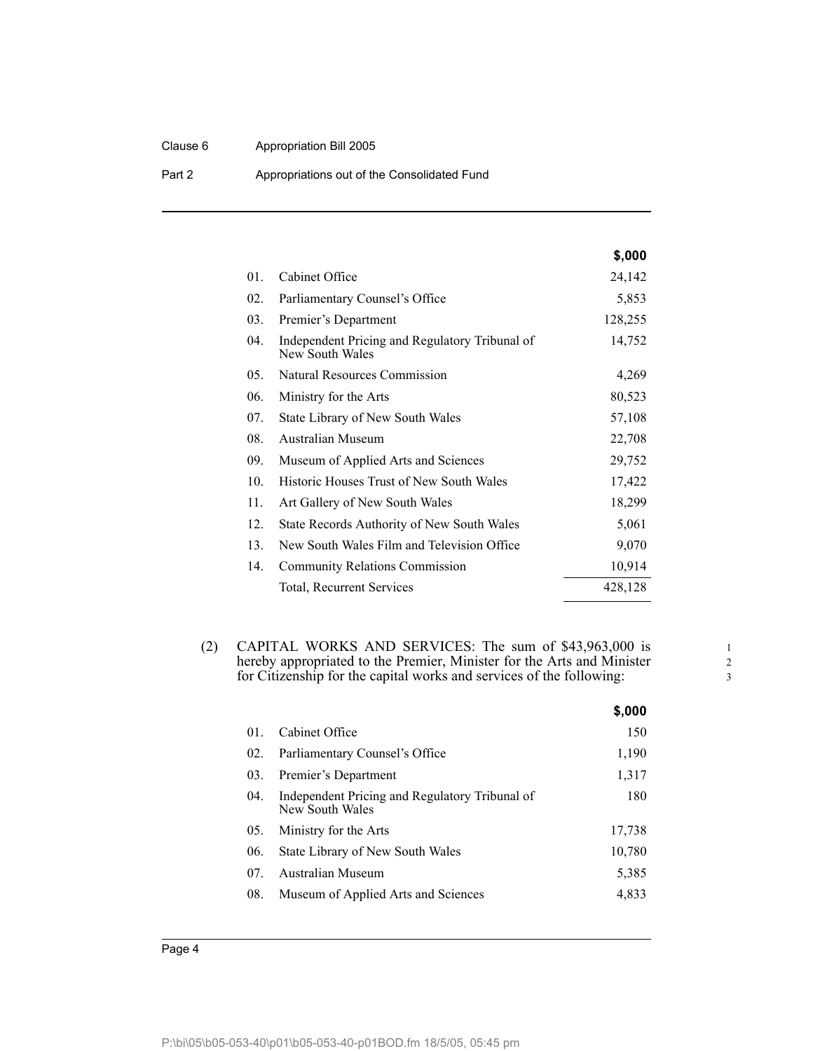| | | $,000 |
|---|---|---|
| 01. | Cabinet Office | 24,142 |
| 02. | Parliamentary Counsel's Office | 5,853 |
| 03. | Premier's Department | 128,255 |
| 04. | Independent Pricing and Regulatory Tribunal of New South Wales | 14,752 |
| 05. | Natural Resources Commission | 4,269 |
| 06. | Ministry for the Arts | 80,523 |
| 07. | State Library of New South Wales | 57,108 |
| 08. | Australian Museum | 22,708 |
| 09. | Museum of Applied Arts and Sciences | 29,752 |
| 10. | Historic Houses Trust of New South Wales | 17,422 |
| 11. | Art Gallery of New South Wales | 18,299 |
| 12. | State Records Authority of New South Wales | 5,061 |
| 13. | New South Wales Film and Television Office | 9,070 |
| 14. | Community Relations Commission | 10,914 |
| | Total, Recurrent Services | 428,128 |

(2) CAPITAL WORKS AND SERVICES: The sum of $43,963,000 is hereby appropriated to the Premier, Minister for the Arts and Minister for Citizenship for the capital works and services of the following:

| | | $,000 |
|---|---|---|
| 01. | Cabinet Office | 150 |
| 02. | Parliamentary Counsel's Office | 1,190 |
| 03. | Premier's Department | 1,317 |
| 04. | Independent Pricing and Regulatory Tribunal of New South Wales | 180 |
| 05. | Ministry for the Arts | 17,738 |
| 06. | State Library of New South Wales | 10,780 |
| 07. | Australian Museum | 5,385 |
| 08. | Museum of Applied Arts and Sciences | 4,833 |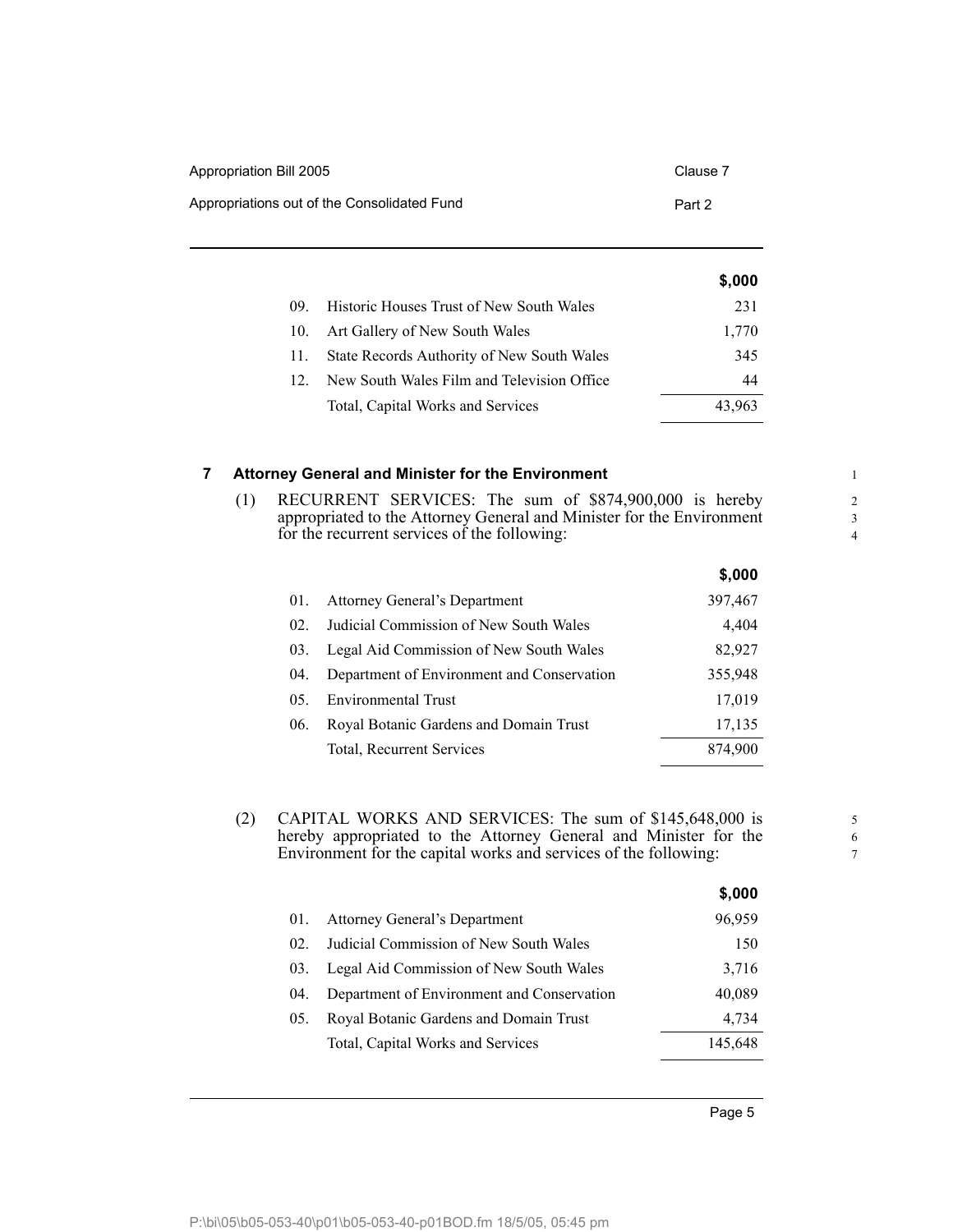| | | $,000 |
|---|---|---|
| 09. | Historic Houses Trust of New South Wales | 231 |
| 10. | Art Gallery of New South Wales | 1,770 |
| 11. | State Records Authority of New South Wales | 345 |
| 12. | New South Wales Film and Television Office | 44 |
| | Total, Capital Works and Services | 43,963 |

## 7 Attorney General and Minister for the Environment

(1) RECURRENT SERVICES: The sum of $874,900,000 is hereby appropriated to the Attorney General and Minister for the Environment for the recurrent services of the following:

| | | $,000 |
|---|---|---|
| 01. | Attorney General's Department | 397,467 |
| 02. | Judicial Commission of New South Wales | 4,404 |
| 03. | Legal Aid Commission of New South Wales | 82,927 |
| 04. | Department of Environment and Conservation | 355,948 |
| 05. | Environmental Trust | 17,019 |
| 06. | Royal Botanic Gardens and Domain Trust | 17,135 |
| | Total, Recurrent Services | 874,900 |

(2) CAPITAL WORKS AND SERVICES: The sum of $145,648,000 is hereby appropriated to the Attorney General and Minister for the Environment for the capital works and services of the following:

| | | $,000 |
|---|---|---|
| 01. | Attorney General's Department | 96,959 |
| 02. | Judicial Commission of New South Wales | 150 |
| 03. | Legal Aid Commission of New South Wales | 3,716 |
| 04. | Department of Environment and Conservation | 40,089 |
| 05. | Royal Botanic Gardens and Domain Trust | 4,734 |
| | Total, Capital Works and Services | 145,648 |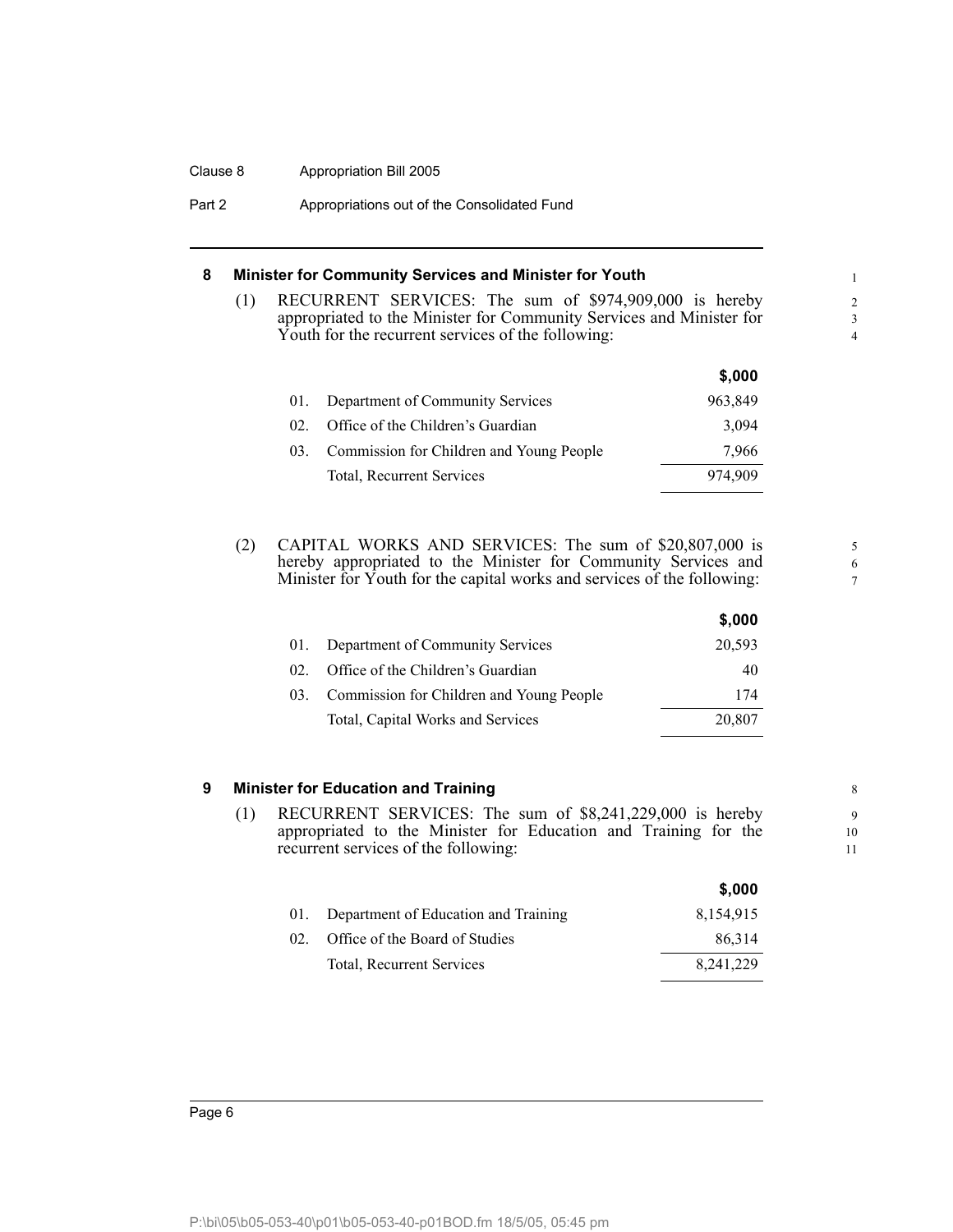### 8 Minister for Community Services and Minister for Youth

(1) RECURRENT SERVICES: The sum of $974,909,000 is hereby appropriated to the Minister for Community Services and Minister for Youth for the recurrent services of the following:

| | | $,000 |
|---|---|---|
| 01. | Department of Community Services | 963,849 |
| 02. | Office of the Children's Guardian | 3,094 |
| 03. | Commission for Children and Young People | 7,966 |
| | Total, Recurrent Services | 974,909 |

(2) CAPITAL WORKS AND SERVICES: The sum of $20,807,000 is hereby appropriated to the Minister for Community Services and Minister for Youth for the capital works and services of the following:

| | | $,000 |
|---|---|---|
| 01. | Department of Community Services | 20,593 |
| 02. | Office of the Children's Guardian | 40 |
| 03. | Commission for Children and Young People | 174 |
| | Total, Capital Works and Services | 20,807 |

### 9 Minister for Education and Training

(1) RECURRENT SERVICES: The sum of $8,241,229,000 is hereby appropriated to the Minister for Education and Training for the recurrent services of the following:

| | | $,000 |
|---|---|---|
| 01. | Department of Education and Training | 8,154,915 |
| 02. | Office of the Board of Studies | 86,314 |
| | Total, Recurrent Services | 8,241,229 |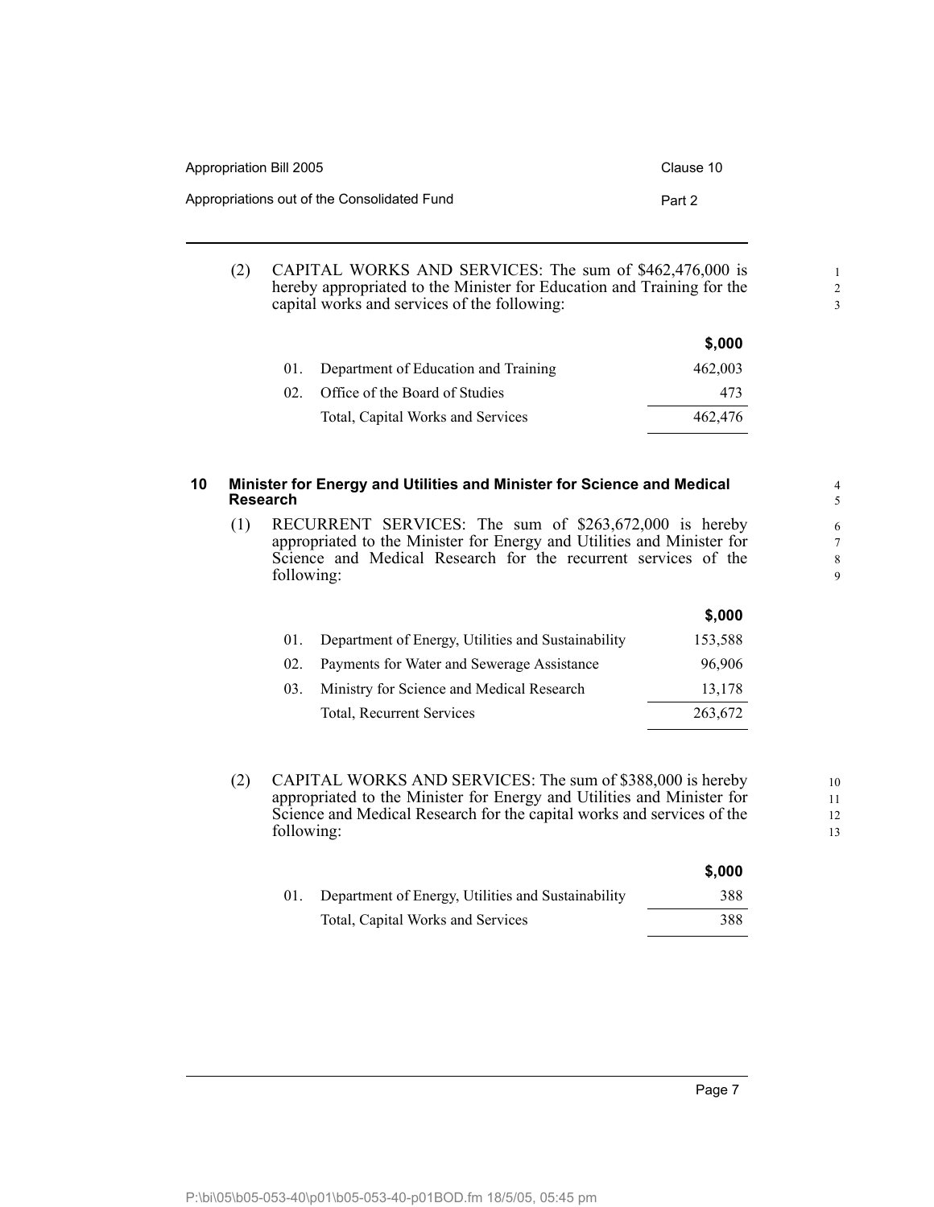(2) CAPITAL WORKS AND SERVICES: The sum of $462,476,000 is hereby appropriated to the Minister for Education and Training for the capital works and services of the following:

| | | $,000 |
|---|---|---|
| 01. | Department of Education and Training | 462,003 |
| 02. | Office of the Board of Studies | 473 |
| | Total, Capital Works and Services | 462,476 |

## 10 Minister for Energy and Utilities and Minister for Science and Medical Research

(1) RECURRENT SERVICES: The sum of $263,672,000 is hereby appropriated to the Minister for Energy and Utilities and Minister for Science and Medical Research for the recurrent services of the following:

| | | $,000 |
|---|---|---|
| 01. | Department of Energy, Utilities and Sustainability | 153,588 |
| 02. | Payments for Water and Sewerage Assistance | 96,906 |
| 03. | Ministry for Science and Medical Research | 13,178 |
| | Total, Recurrent Services | 263,672 |

(2) CAPITAL WORKS AND SERVICES: The sum of $388,000 is hereby appropriated to the Minister for Energy and Utilities and Minister for Science and Medical Research for the capital works and services of the following:

| | | $,000 |
|---|---|---|
| 01. | Department of Energy, Utilities and Sustainability | 388 |
| | Total, Capital Works and Services | 388 |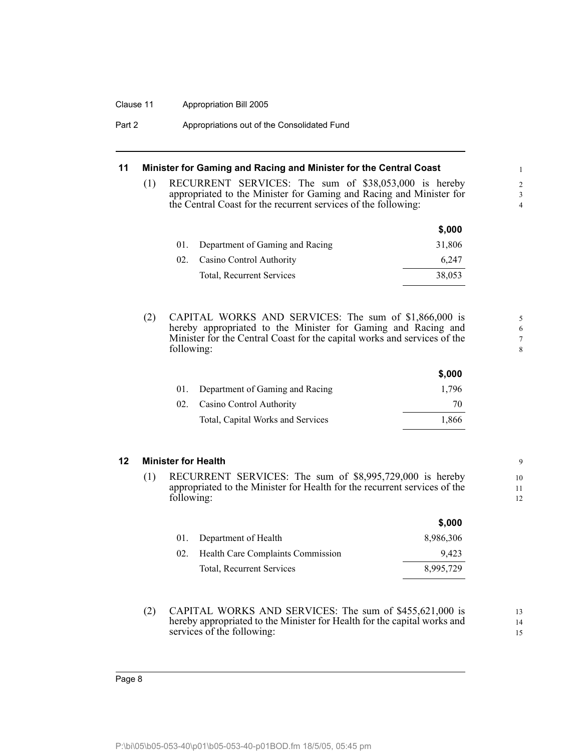## 11 Minister for Gaming and Racing and Minister for the Central Coast

(1) RECURRENT SERVICES: The sum of $38,053,000 is hereby appropriated to the Minister for Gaming and Racing and Minister for the Central Coast for the recurrent services of the following:

| | | $,000 |
|---|---|---|
| 01. | Department of Gaming and Racing | 31,806 |
| 02. | Casino Control Authority | 6,247 |
| | Total, Recurrent Services | 38,053 |

(2) CAPITAL WORKS AND SERVICES: The sum of $1,866,000 is hereby appropriated to the Minister for Gaming and Racing and Minister for the Central Coast for the capital works and services of the following:

| | | $,000 |
|---|---|---|
| 01. | Department of Gaming and Racing | 1,796 |
| 02. | Casino Control Authority | 70 |
| | Total, Capital Works and Services | 1,866 |

## 12 Minister for Health

(1) RECURRENT SERVICES: The sum of $8,995,729,000 is hereby appropriated to the Minister for Health for the recurrent services of the following:

| | | $,000 |
|---|---|---|
| 01. | Department of Health | 8,986,306 |
| 02. | Health Care Complaints Commission | 9,423 |
| | Total, Recurrent Services | 8,995,729 |

(2) CAPITAL WORKS AND SERVICES: The sum of $455,621,000 is hereby appropriated to the Minister for Health for the capital works and services of the following: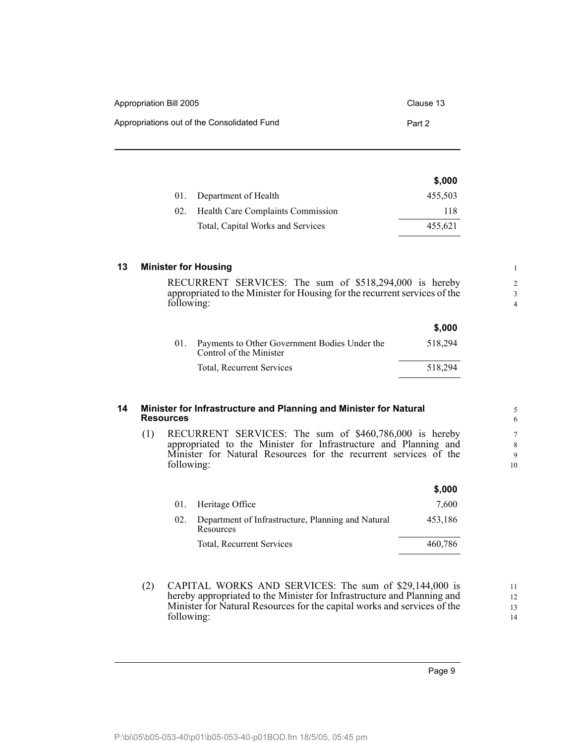| | | $,000 |
|---|---|---|
| 01. | Department of Health | 455,503 |
| 02. | Health Care Complaints Commission | 118 |
| | Total, Capital Works and Services | 455,621 |

## 13 Minister for Housing

RECURRENT SERVICES: The sum of $518,294,000 is hereby appropriated to the Minister for Housing for the recurrent services of the following:

| | | $,000 |
|---|---|---|
| 01. | Payments to Other Government Bodies Under the Control of the Minister | 518,294 |
| | Total, Recurrent Services | 518,294 |

## 14 Minister for Infrastructure and Planning and Minister for Natural Resources

(1) RECURRENT SERVICES: The sum of $460,786,000 is hereby appropriated to the Minister for Infrastructure and Planning and Minister for Natural Resources for the recurrent services of the following:

| | | $,000 |
|---|---|---|
| 01. | Heritage Office | 7,600 |
| 02. | Department of Infrastructure, Planning and Natural Resources | 453,186 |
| | Total, Recurrent Services | 460,786 |

(2) CAPITAL WORKS AND SERVICES: The sum of $29,144,000 is hereby appropriated to the Minister for Infrastructure and Planning and Minister for Natural Resources for the capital works and services of the following: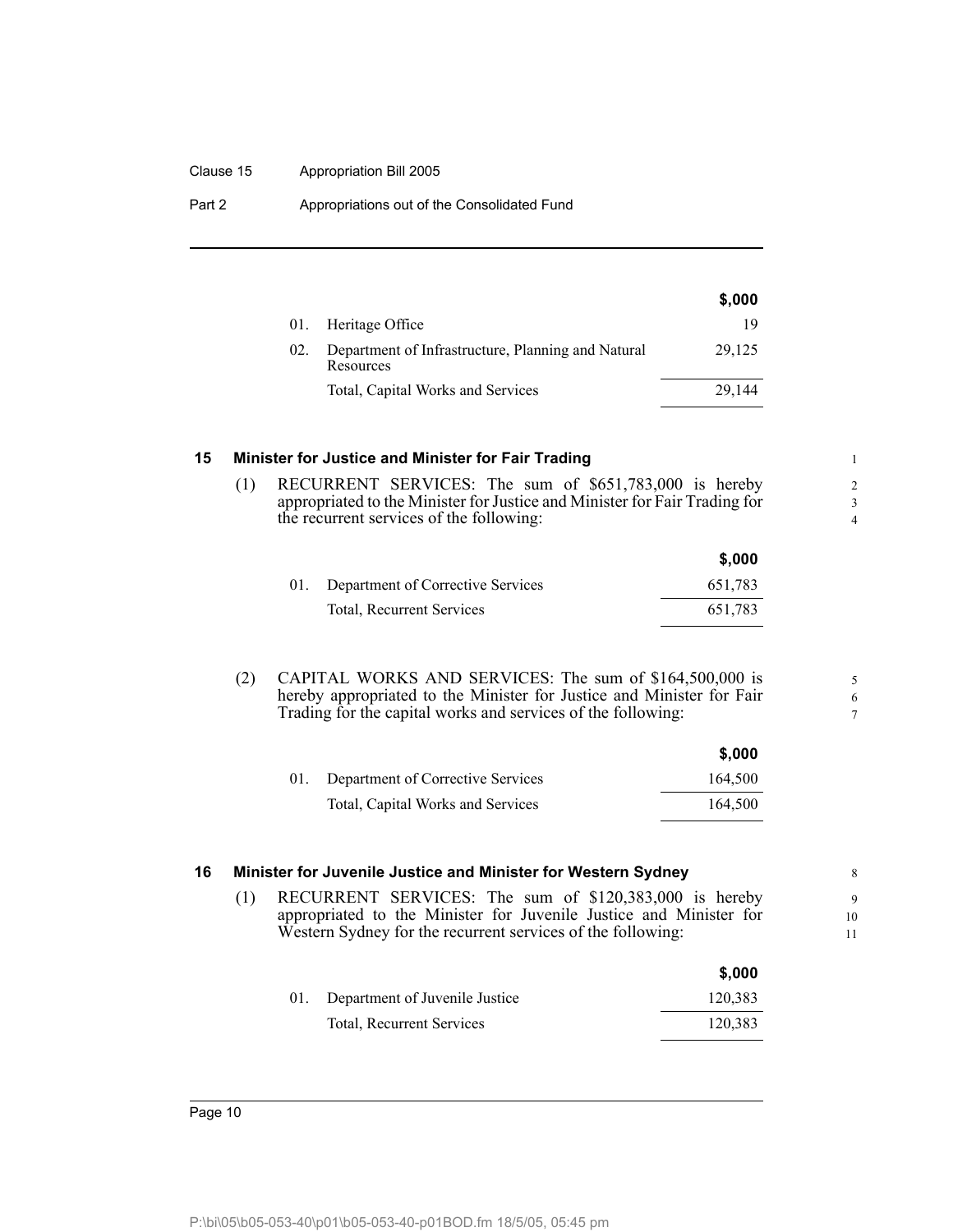| | | $,000 |
|---|---|---|
| 01. | Heritage Office | 19 |
| 02. | Department of Infrastructure, Planning and Natural Resources | 29,125 |
| | Total, Capital Works and Services | 29,144 |

## 15 Minister for Justice and Minister for Fair Trading

(1) RECURRENT SERVICES: The sum of $651,783,000 is hereby appropriated to the Minister for Justice and Minister for Fair Trading for the recurrent services of the following:

| | | $,000 |
|---|---|---|
| 01. | Department of Corrective Services | 651,783 |
| | Total, Recurrent Services | 651,783 |

(2) CAPITAL WORKS AND SERVICES: The sum of $164,500,000 is hereby appropriated to the Minister for Justice and Minister for Fair Trading for the capital works and services of the following:

| | | $,000 |
|---|---|---|
| 01. | Department of Corrective Services | 164,500 |
| | Total, Capital Works and Services | 164,500 |

## 16 Minister for Juvenile Justice and Minister for Western Sydney

(1) RECURRENT SERVICES: The sum of $120,383,000 is hereby appropriated to the Minister for Juvenile Justice and Minister for Western Sydney for the recurrent services of the following:

| | | $,000 |
|---|---|---|
| 01. | Department of Juvenile Justice | 120,383 |
| | Total, Recurrent Services | 120,383 |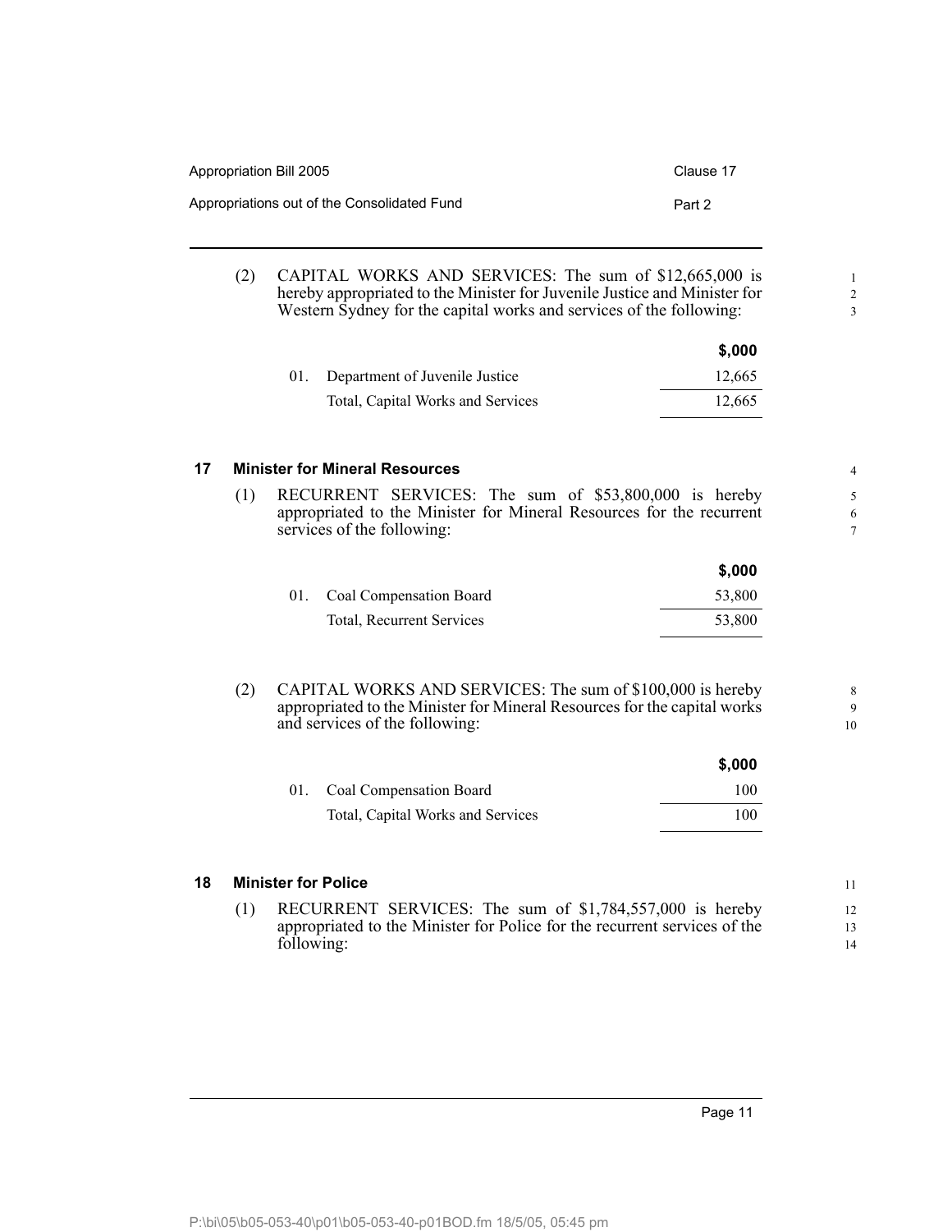(2) CAPITAL WORKS AND SERVICES: The sum of $12,665,000 is hereby appropriated to the Minister for Juvenile Justice and Minister for Western Sydney for the capital works and services of the following:

| | | $,000 |
|---|---|---|
| 01. | Department of Juvenile Justice | 12,665 |
| | Total, Capital Works and Services | 12,665 |

## 17 Minister for Mineral Resources

(1) RECURRENT SERVICES: The sum of $53,800,000 is hereby appropriated to the Minister for Mineral Resources for the recurrent services of the following:

| | | $,000 |
|---|---|---|
| 01. | Coal Compensation Board | 53,800 |
| | Total, Recurrent Services | 53,800 |

(2) CAPITAL WORKS AND SERVICES: The sum of $100,000 is hereby appropriated to the Minister for Mineral Resources for the capital works and services of the following:

| | | $,000 |
|---|---|---|
| 01. | Coal Compensation Board | 100 |
| | Total, Capital Works and Services | 100 |

## 18 Minister for Police

(1) RECURRENT SERVICES: The sum of $1,784,557,000 is hereby appropriated to the Minister for Police for the recurrent services of the following: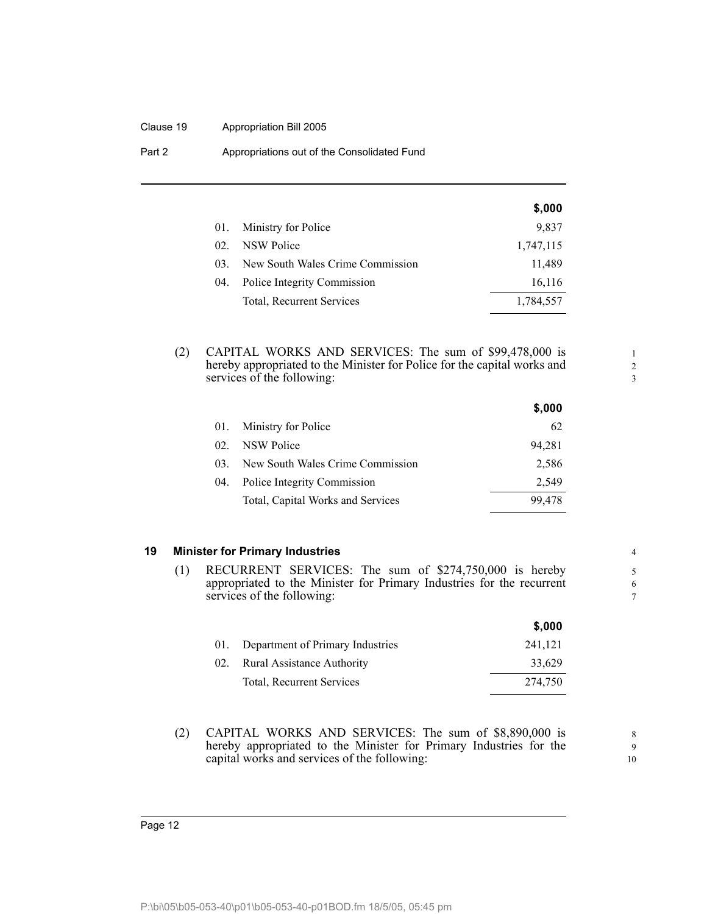| | | $,000 |
|---|---|---|
| 01. | Ministry for Police | 9,837 |
| 02. | NSW Police | 1,747,115 |
| 03. | New South Wales Crime Commission | 11,489 |
| 04. | Police Integrity Commission | 16,116 |
| | Total, Recurrent Services | 1,784,557 |

(2) CAPITAL WORKS AND SERVICES: The sum of $99,478,000 is hereby appropriated to the Minister for Police for the capital works and services of the following:

| | | $,000 |
|---|---|---|
| 01. | Ministry for Police | 62 |
| 02. | NSW Police | 94,281 |
| 03. | New South Wales Crime Commission | 2,586 |
| 04. | Police Integrity Commission | 2,549 |
| | Total, Capital Works and Services | 99,478 |

### 19 Minister for Primary Industries

(1) RECURRENT SERVICES: The sum of $274,750,000 is hereby appropriated to the Minister for Primary Industries for the recurrent services of the following:

| | | $,000 |
|---|---|---|
| 01. | Department of Primary Industries | 241,121 |
| 02. | Rural Assistance Authority | 33,629 |
| | Total, Recurrent Services | 274,750 |

(2) CAPITAL WORKS AND SERVICES: The sum of $8,890,000 is hereby appropriated to the Minister for Primary Industries for the capital works and services of the following: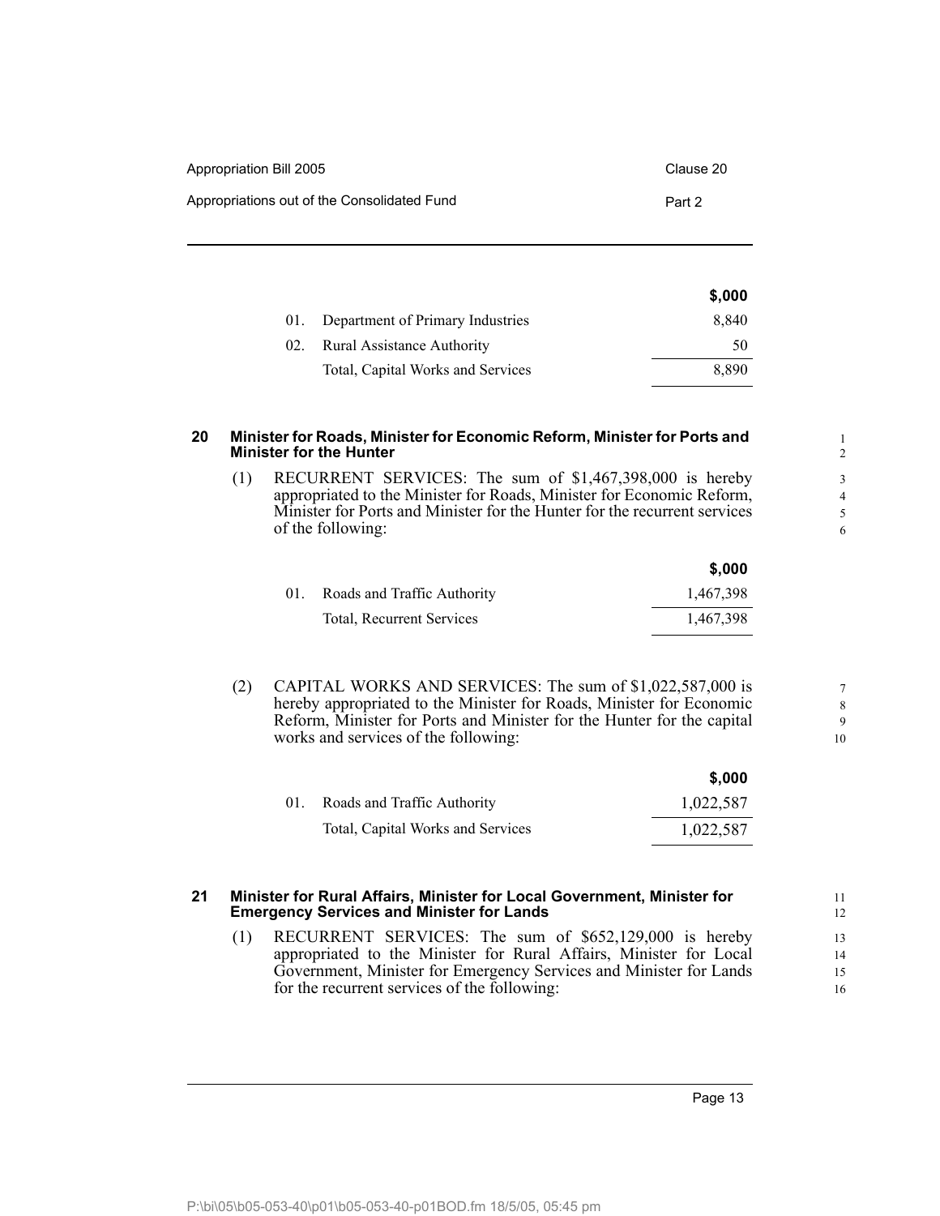| | | $,000 |
|---|---|---|
| 01. | Department of Primary Industries | 8,840 |
| 02. | Rural Assistance Authority | 50 |
| | Total, Capital Works and Services | 8,890 |

## 20 Minister for Roads, Minister for Economic Reform, Minister for Ports and Minister for the Hunter

(1) RECURRENT SERVICES: The sum of $1,467,398,000 is hereby appropriated to the Minister for Roads, Minister for Economic Reform, Minister for Ports and Minister for the Hunter for the recurrent services of the following:

| | | $,000 |
|---|---|---|
| 01. | Roads and Traffic Authority | 1,467,398 |
| | Total, Recurrent Services | 1,467,398 |

(2) CAPITAL WORKS AND SERVICES: The sum of $1,022,587,000 is hereby appropriated to the Minister for Roads, Minister for Economic Reform, Minister for Ports and Minister for the Hunter for the capital works and services of the following:

| | | $,000 |
|---|---|---|
| 01. | Roads and Traffic Authority | 1,022,587 |
| | Total, Capital Works and Services | 1,022,587 |

## 21 Minister for Rural Affairs, Minister for Local Government, Minister for Emergency Services and Minister for Lands

(1) RECURRENT SERVICES: The sum of $652,129,000 is hereby appropriated to the Minister for Rural Affairs, Minister for Local Government, Minister for Emergency Services and Minister for Lands for the recurrent services of the following: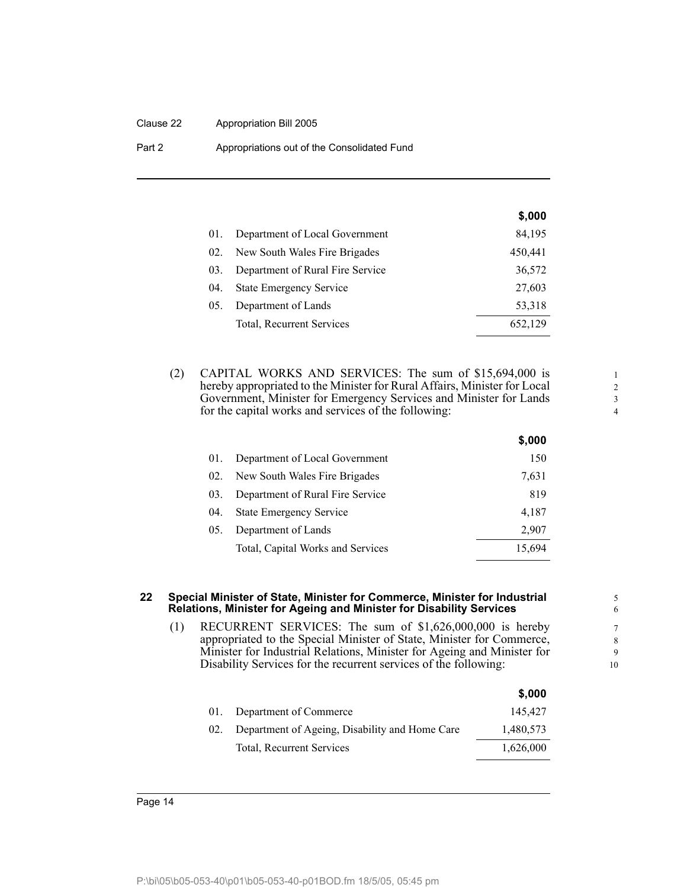| | | $,000 |
|---|---|---|
| 01. | Department of Local Government | 84,195 |
| 02. | New South Wales Fire Brigades | 450,441 |
| 03. | Department of Rural Fire Service | 36,572 |
| 04. | State Emergency Service | 27,603 |
| 05. | Department of Lands | 53,318 |
| | Total, Recurrent Services | 652,129 |

(2) CAPITAL WORKS AND SERVICES: The sum of $15,694,000 is hereby appropriated to the Minister for Rural Affairs, Minister for Local Government, Minister for Emergency Services and Minister for Lands for the capital works and services of the following:

| | | $,000 |
|---|---|---|
| 01. | Department of Local Government | 150 |
| 02. | New South Wales Fire Brigades | 7,631 |
| 03. | Department of Rural Fire Service | 819 |
| 04. | State Emergency Service | 4,187 |
| 05. | Department of Lands | 2,907 |
| | Total, Capital Works and Services | 15,694 |

### 22 Special Minister of State, Minister for Commerce, Minister for Industrial Relations, Minister for Ageing and Minister for Disability Services

(1) RECURRENT SERVICES: The sum of $1,626,000,000 is hereby appropriated to the Special Minister of State, Minister for Commerce, Minister for Industrial Relations, Minister for Ageing and Minister for Disability Services for the recurrent services of the following:

| | | $,000 |
|---|---|---|
| 01. | Department of Commerce | 145,427 |
| 02. | Department of Ageing, Disability and Home Care | 1,480,573 |
| | Total, Recurrent Services | 1,626,000 |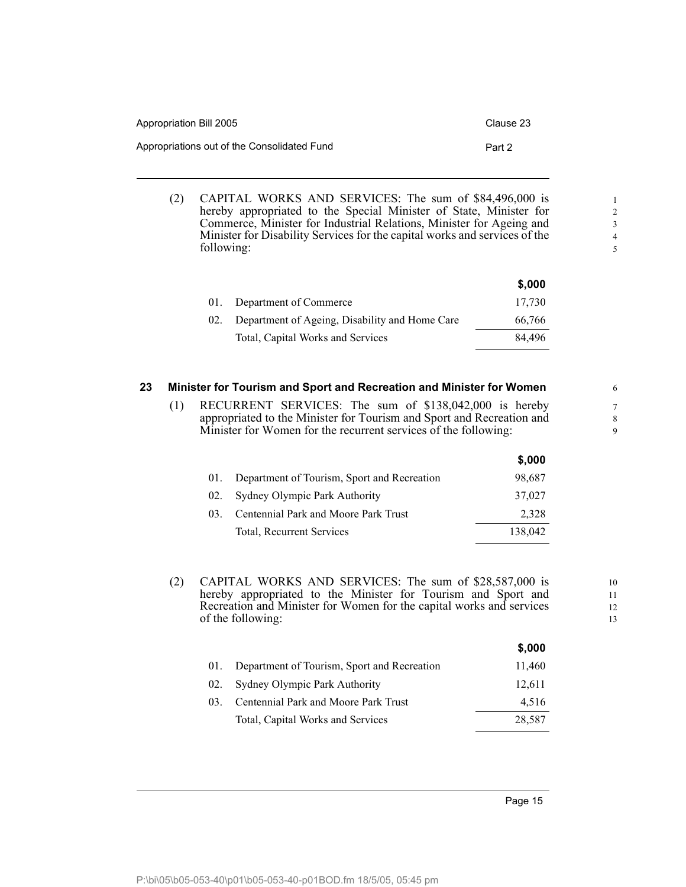(2) CAPITAL WORKS AND SERVICES: The sum of $84,496,000 is hereby appropriated to the Special Minister of State, Minister for Commerce, Minister for Industrial Relations, Minister for Ageing and Minister for Disability Services for the capital works and services of the following:

| | | $,000 |
|---|---|---|
| 01. | Department of Commerce | 17,730 |
| 02. | Department of Ageing, Disability and Home Care | 66,766 |
| | Total, Capital Works and Services | 84,496 |

## 23 Minister for Tourism and Sport and Recreation and Minister for Women

(1) RECURRENT SERVICES: The sum of $138,042,000 is hereby appropriated to the Minister for Tourism and Sport and Recreation and Minister for Women for the recurrent services of the following:

| | | $,000 |
|---|---|---|
| 01. | Department of Tourism, Sport and Recreation | 98,687 |
| 02. | Sydney Olympic Park Authority | 37,027 |
| 03. | Centennial Park and Moore Park Trust | 2,328 |
| | Total, Recurrent Services | 138,042 |

(2) CAPITAL WORKS AND SERVICES: The sum of $28,587,000 is hereby appropriated to the Minister for Tourism and Sport and Recreation and Minister for Women for the capital works and services of the following:

| | | $,000 |
|---|---|---|
| 01. | Department of Tourism, Sport and Recreation | 11,460 |
| 02. | Sydney Olympic Park Authority | 12,611 |
| 03. | Centennial Park and Moore Park Trust | 4,516 |
| | Total, Capital Works and Services | 28,587 |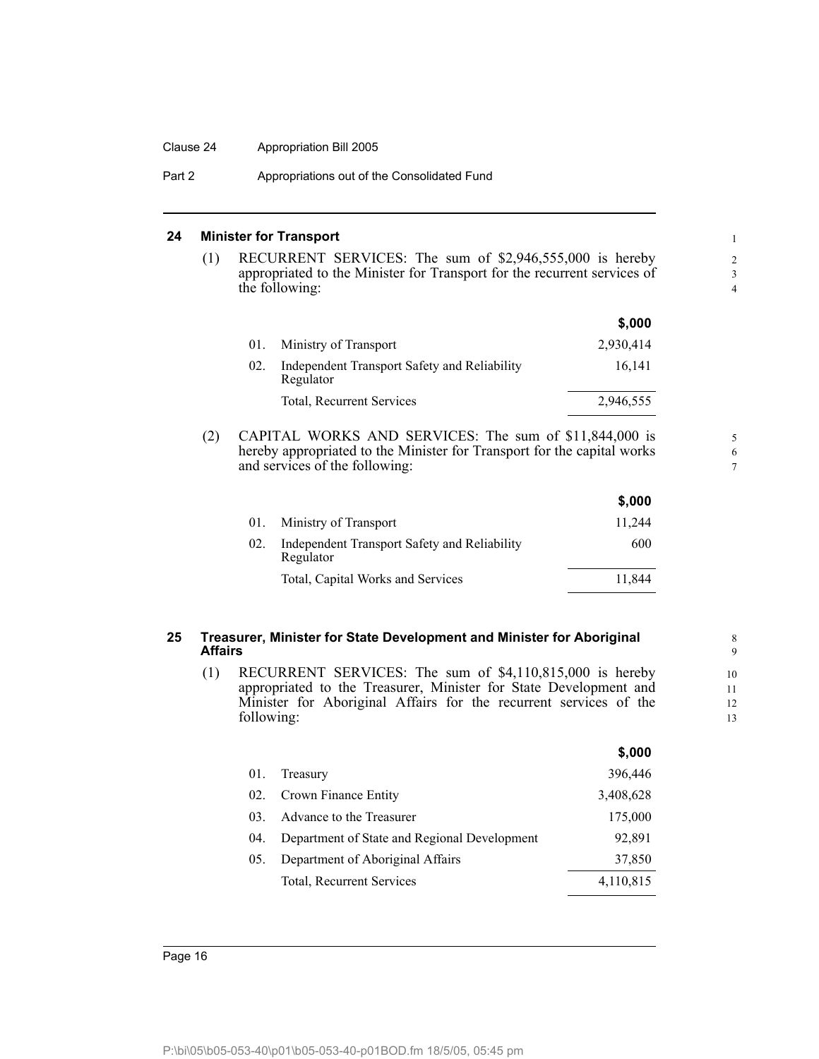## 24 Minister for Transport

(1) RECURRENT SERVICES: The sum of $2,946,555,000 is hereby appropriated to the Minister for Transport for the recurrent services of the following:

| | | $,000 |
|---|---|---|
| 01. | Ministry of Transport | 2,930,414 |
| 02. | Independent Transport Safety and Reliability Regulator | 16,141 |
| | Total, Recurrent Services | 2,946,555 |

(2) CAPITAL WORKS AND SERVICES: The sum of $11,844,000 is hereby appropriated to the Minister for Transport for the capital works and services of the following:

| | | $,000 |
|---|---|---|
| 01. | Ministry of Transport | 11,244 |
| 02. | Independent Transport Safety and Reliability Regulator | 600 |
| | Total, Capital Works and Services | 11,844 |

## 25 Treasurer, Minister for State Development and Minister for Aboriginal Affairs

(1) RECURRENT SERVICES: The sum of $4,110,815,000 is hereby appropriated to the Treasurer, Minister for State Development and Minister for Aboriginal Affairs for the recurrent services of the following:

| | | $,000 |
|---|---|---|
| 01. | Treasury | 396,446 |
| 02. | Crown Finance Entity | 3,408,628 |
| 03. | Advance to the Treasurer | 175,000 |
| 04. | Department of State and Regional Development | 92,891 |
| 05. | Department of Aboriginal Affairs | 37,850 |
| | Total, Recurrent Services | 4,110,815 |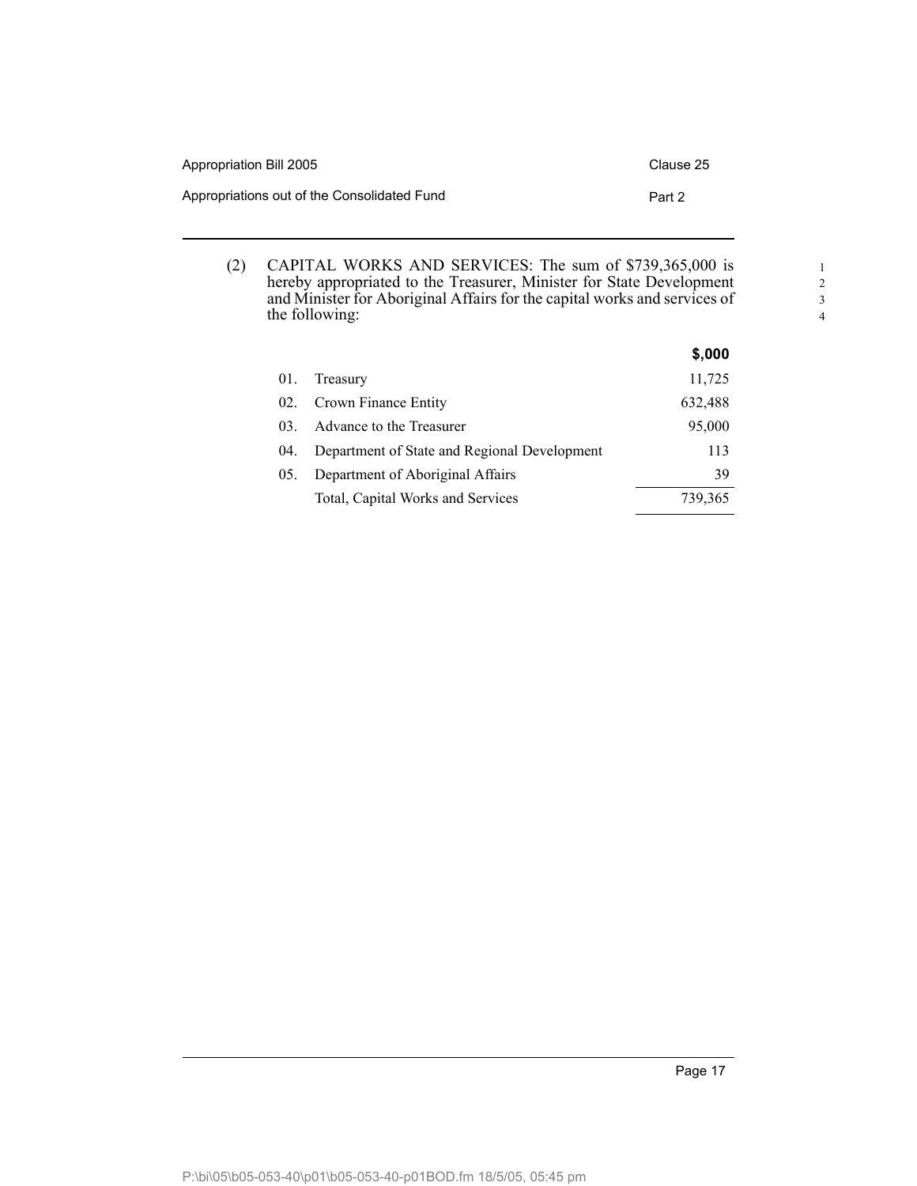(2) CAPITAL WORKS AND SERVICES: The sum of $739,365,000 is hereby appropriated to the Treasurer, Minister for State Development and Minister for Aboriginal Affairs for the capital works and services of the following:

| | | $,000 |
|---|---|---|
| 01. | Treasury | 11,725 |
| 02. | Crown Finance Entity | 632,488 |
| 03. | Advance to the Treasurer | 95,000 |
| 04. | Department of State and Regional Development | 113 |
| 05. | Department of Aboriginal Affairs | 39 |
| | Total, Capital Works and Services | 739,365 |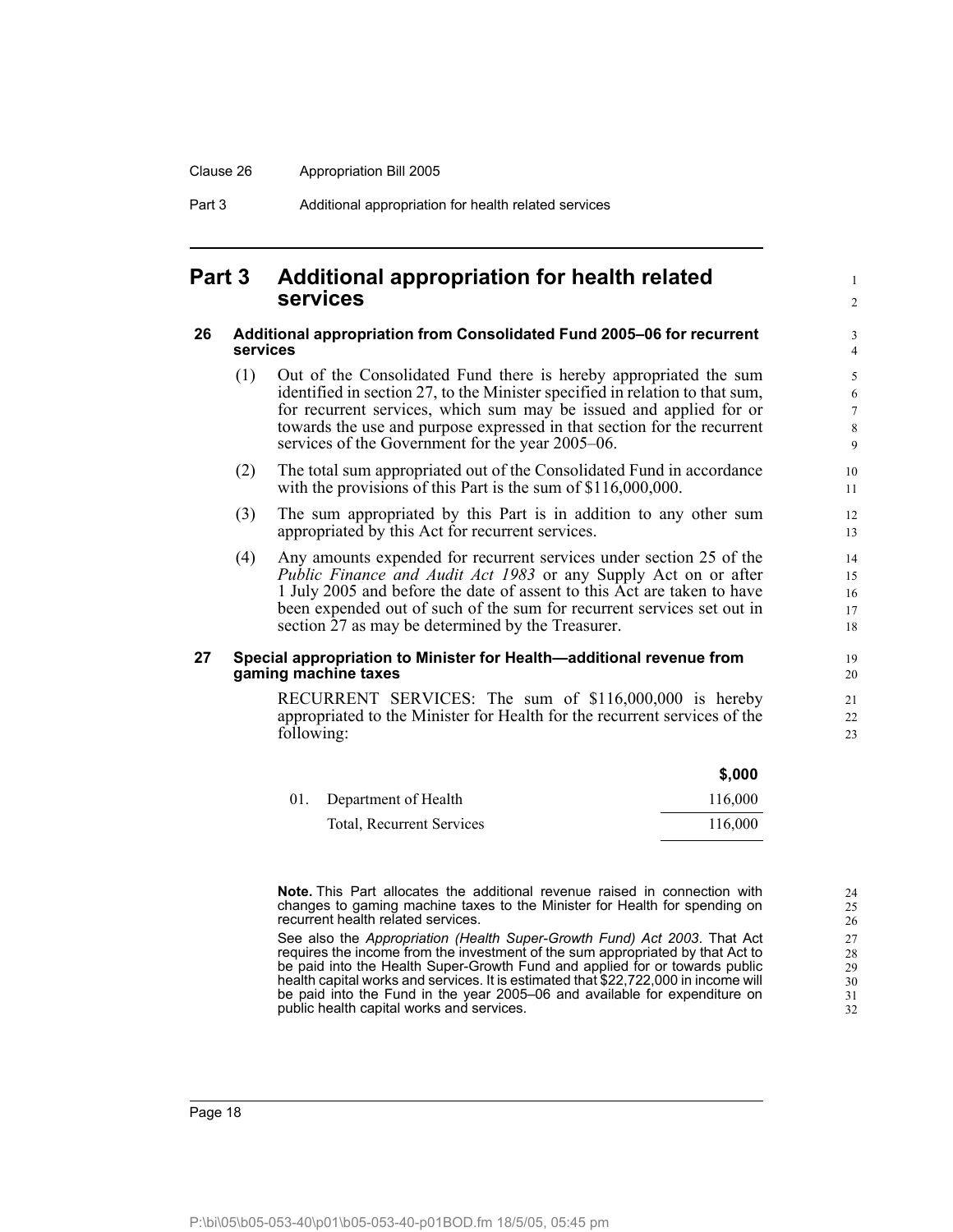# Part 3 Additional appropriation for health related services

### 26 Additional appropriation from Consolidated Fund 2005–06 for recurrent services

(1) Out of the Consolidated Fund there is hereby appropriated the sum identified in section 27, to the Minister specified in relation to that sum, for recurrent services, which sum may be issued and applied for or towards the use and purpose expressed in that section for the recurrent services of the Government for the year 2005–06.

(2) The total sum appropriated out of the Consolidated Fund in accordance with the provisions of this Part is the sum of $116,000,000.

(3) The sum appropriated by this Part is in addition to any other sum appropriated by this Act for recurrent services.

(4) Any amounts expended for recurrent services under section 25 of the *Public Finance and Audit Act 1983* or any Supply Act on or after 1 July 2005 and before the date of assent to this Act are taken to have been expended out of such of the sum for recurrent services set out in section 27 as may be determined by the Treasurer.

### 27 Special appropriation to Minister for Health—additional revenue from gaming machine taxes

RECURRENT SERVICES: The sum of $116,000,000 is hereby appropriated to the Minister for Health for the recurrent services of the following:

| | | $,000 |
|---|---|---|
| 01. | Department of Health | 116,000 |
| | Total, Recurrent Services | 116,000 |

**Note.** This Part allocates the additional revenue raised in connection with changes to gaming machine taxes to the Minister for Health for spending on recurrent health related services.

See also the *Appropriation (Health Super-Growth Fund) Act 2003*. That Act requires the income from the investment of the sum appropriated by that Act to be paid into the Health Super-Growth Fund and applied for or towards public health capital works and services. It is estimated that $22,722,000 in income will be paid into the Fund in the year 2005–06 and available for expenditure on public health capital works and services.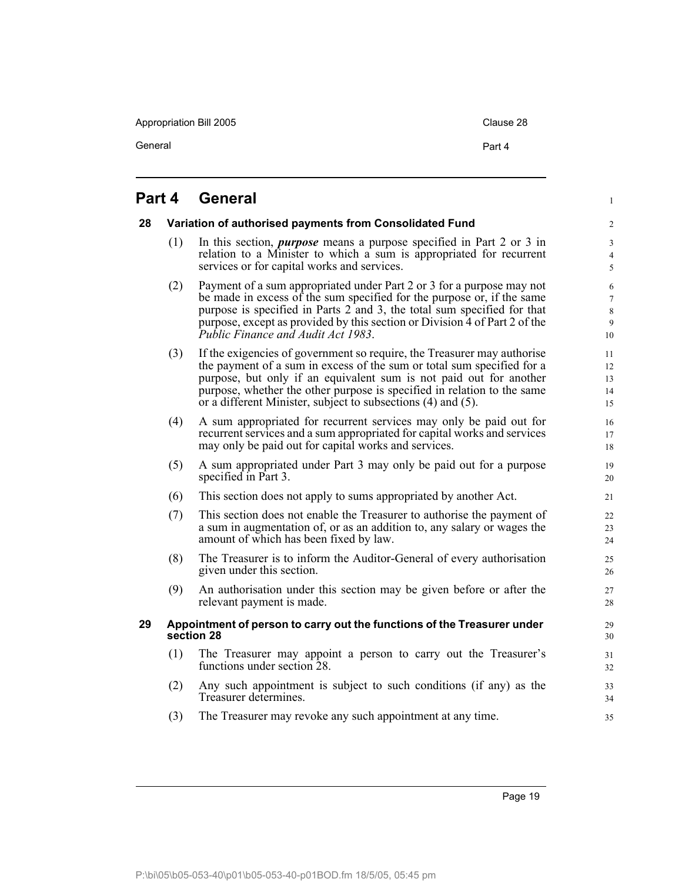# Part 4 General

## 28 Variation of authorised payments from Consolidated Fund

(1) In this section, ***purpose*** means a purpose specified in Part 2 or 3 in relation to a Minister to which a sum is appropriated for recurrent services or for capital works and services.

(2) Payment of a sum appropriated under Part 2 or 3 for a purpose may not be made in excess of the sum specified for the purpose or, if the same purpose is specified in Parts 2 and 3, the total sum specified for that purpose, except as provided by this section or Division 4 of Part 2 of the *Public Finance and Audit Act 1983*.

(3) If the exigencies of government so require, the Treasurer may authorise the payment of a sum in excess of the sum or total sum specified for a purpose, but only if an equivalent sum is not paid out for another purpose, whether the other purpose is specified in relation to the same or a different Minister, subject to subsections (4) and (5).

(4) A sum appropriated for recurrent services may only be paid out for recurrent services and a sum appropriated for capital works and services may only be paid out for capital works and services.

(5) A sum appropriated under Part 3 may only be paid out for a purpose specified in Part 3.

(6) This section does not apply to sums appropriated by another Act.

(7) This section does not enable the Treasurer to authorise the payment of a sum in augmentation of, or as an addition to, any salary or wages the amount of which has been fixed by law.

(8) The Treasurer is to inform the Auditor-General of every authorisation given under this section.

(9) An authorisation under this section may be given before or after the relevant payment is made.

## 29 Appointment of person to carry out the functions of the Treasurer under section 28

(1) The Treasurer may appoint a person to carry out the Treasurer's functions under section 28.

(2) Any such appointment is subject to such conditions (if any) as the Treasurer determines.

(3) The Treasurer may revoke any such appointment at any time.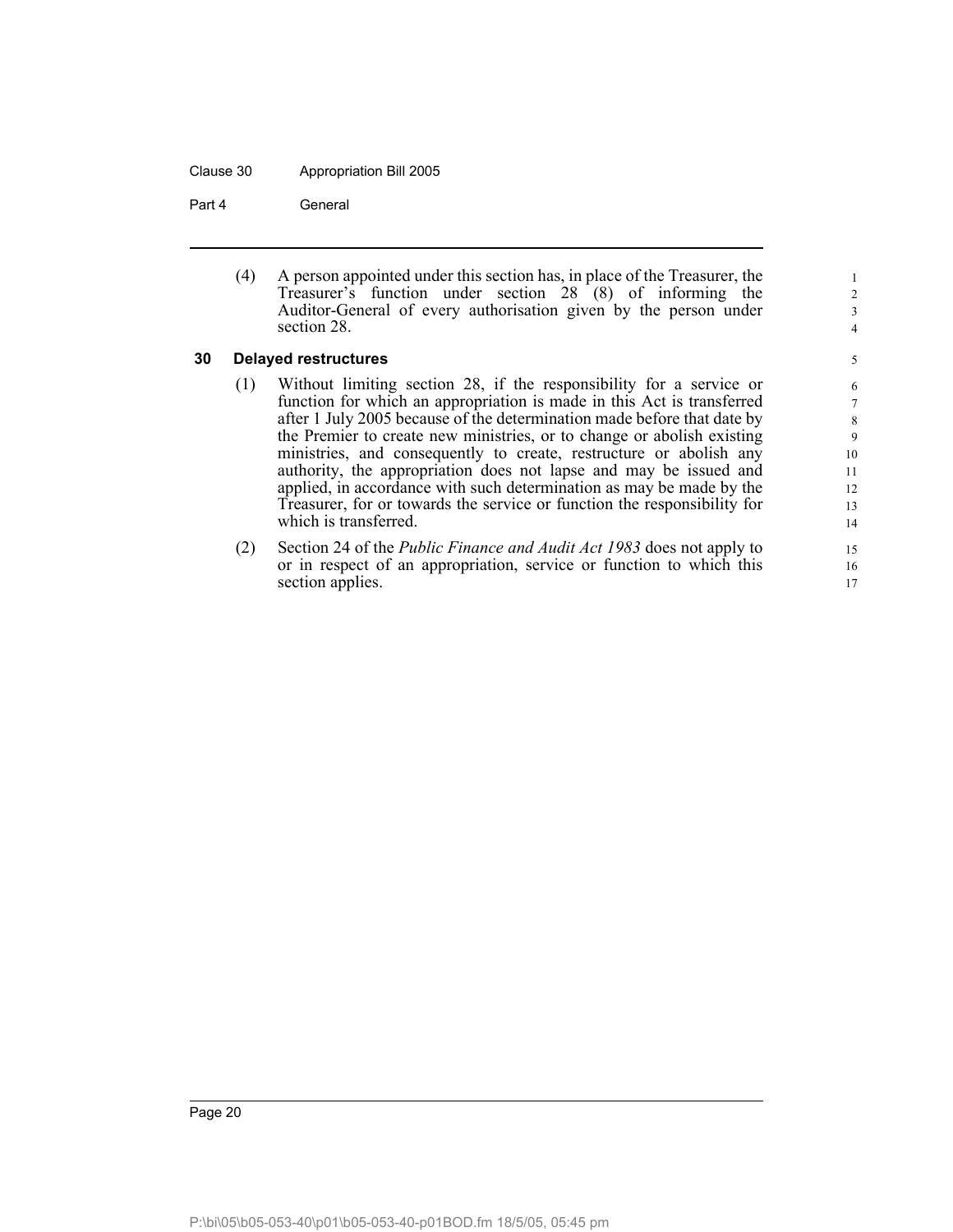(4) A person appointed under this section has, in place of the Treasurer, the Treasurer's function under section 28 (8) of informing the Auditor-General of every authorisation given by the person under section 28.

## 30 Delayed restructures

(1) Without limiting section 28, if the responsibility for a service or function for which an appropriation is made in this Act is transferred after 1 July 2005 because of the determination made before that date by the Premier to create new ministries, or to change or abolish existing ministries, and consequently to create, restructure or abolish any authority, the appropriation does not lapse and may be issued and applied, in accordance with such determination as may be made by the Treasurer, for or towards the service or function the responsibility for which is transferred.

(2) Section 24 of the *Public Finance and Audit Act 1983* does not apply to or in respect of an appropriation, service or function to which this section applies.